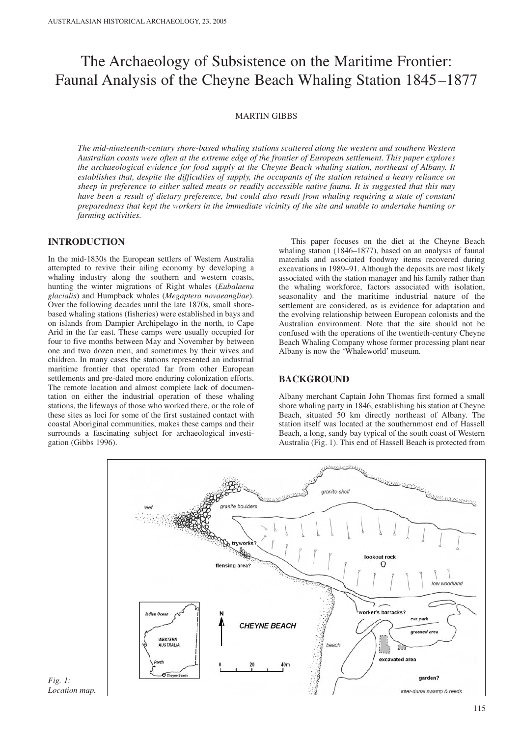# The Archaeology of Subsistence on the Maritime Frontier: Faunal Analysis of the Cheyne Beach Whaling Station 1845–1877

MARTIN GIBBS

*The mid-nineteenth-century shore-based whaling stations scattered along the western and southern Western Australian coasts were often at the extreme edge of the frontier of European settlement. This paper explores the archaeological evidence for food supply at the Cheyne Beach whaling station, northeast of Albany. It establishes that, despite the difficulties of supply, the occupants of the station retained a heavy reliance on sheep in preference to either salted meats or readily accessible native fauna. It is suggested that this may have been a result of dietary preference, but could also result from whaling requiring a state of constant preparedness that kept the workers in the immediate vicinity of the site and unable to undertake hunting or farming activities.*

## INTRODUCTION

In the mid-1830s the European settlers of Western Australia attempted to revive their ailing economy by developing a whaling industry along the southern and western coasts, hunting the winter migrations of Right whales (*Eubalaena glacialis*) and Humpback whales (*Megaptera novaeangliae*). Over the following decades until the late 1870s, small shore-based whaling stations (fisheries) were established in bays and on islands from Dampier Archipelago in the north, to Cape Arid in the far east. These camps were usually occupied for four to five months between May and November by between one and two dozen men, and sometimes by their wives and children. In many cases the stations represented an industrial maritime frontier that operated far from other European settlements and pre-dated more enduring colonization efforts. The remote location and almost complete lack of documentation on either the industrial operation of these whaling stations, the lifeways of those who worked there, or the role of these sites as loci for some of the first sustained contact with coastal Aboriginal communities, makes these camps and their surrounds a fascinating subject for archaeological investigation (Gibbs 1996).

This paper focuses on the diet at the Cheyne Beach whaling station (1846–1877), based on an analysis of faunal materials and associated foodway items recovered during excavations in 1989–91. Although the deposits are most likely associated with the station manager and his family rather than the whaling workforce, factors associated with isolation, seasonality and the maritime industrial nature of the settlement are considered, as is evidence for adaptation and the evolving relationship between European colonists and the Australian environment. Note that the site should not be confused with the operations of the twentieth-century Cheyne Beach Whaling Company whose former processing plant near Albany is now the 'Whaleworld' museum.

## BACKGROUND

Albany merchant Captain John Thomas first formed a small shore whaling party in 1846, establishing his station at Cheyne Beach, situated 50 km directly northeast of Albany. The station itself was located at the southernmost end of Hassell Beach, a long, sandy bay typical of the south coast of Western Australia (Fig. 1). This end of Hassell Beach is protected from

*Fig. 1: Location map.*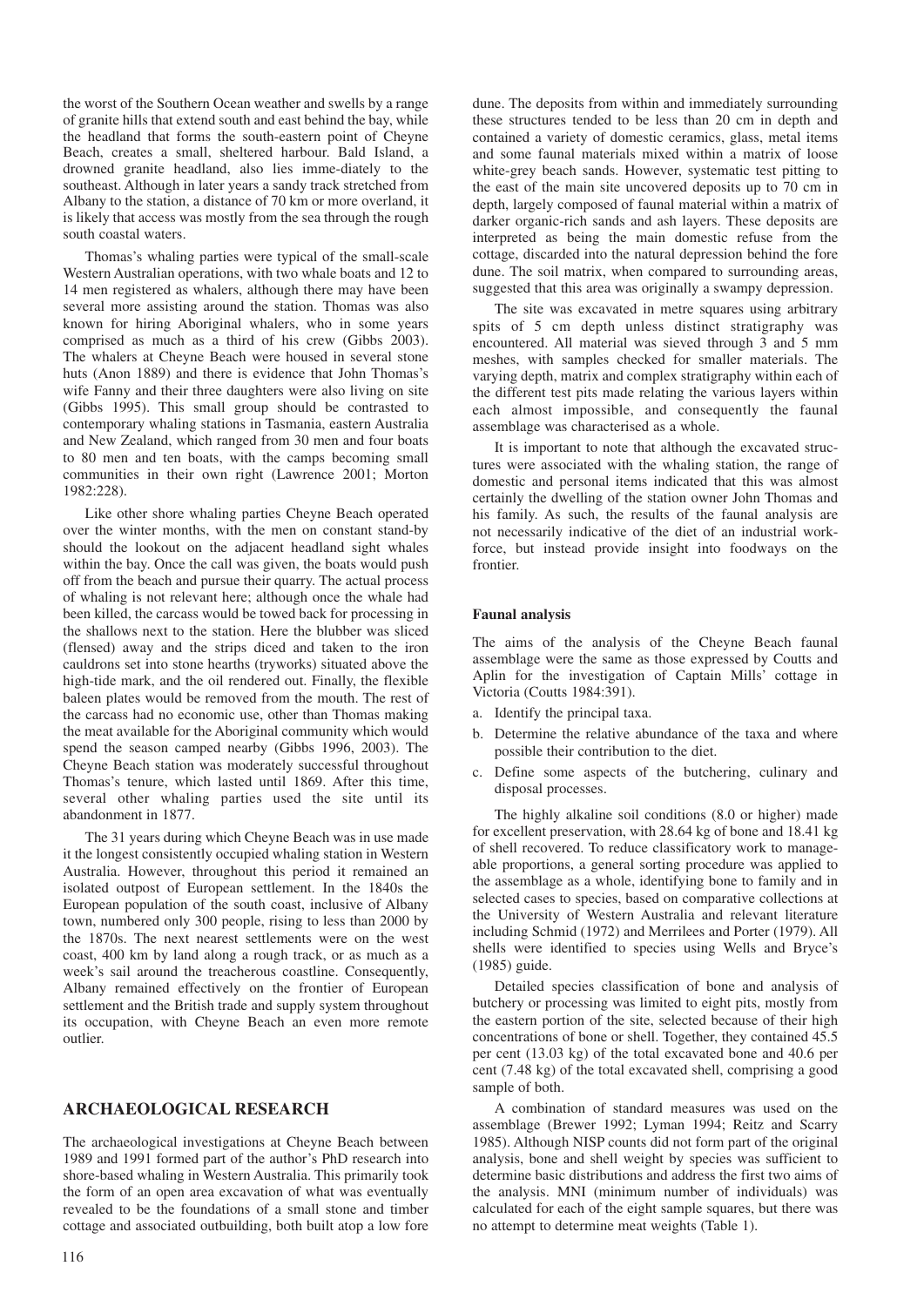the worst of the Southern Ocean weather and swells by a range of granite hills that extend south and east behind the bay, while the headland that forms the south-eastern point of Cheyne Beach, creates a small, sheltered harbour. Bald Island, a drowned granite headland, also lies imme-diately to the southeast. Although in later years a sandy track stretched from Albany to the station, a distance of 70 km or more overland, it is likely that access was mostly from the sea through the rough south coastal waters.

Thomas's whaling parties were typical of the small-scale Western Australian operations, with two whale boats and 12 to 14 men registered as whalers, although there may have been several more assisting around the station. Thomas was also known for hiring Aboriginal whalers, who in some years comprised as much as a third of his crew (Gibbs 2003). The whalers at Cheyne Beach were housed in several stone huts (Anon 1889) and there is evidence that John Thomas's wife Fanny and their three daughters were also living on site (Gibbs 1995). This small group should be contrasted to contemporary whaling stations in Tasmania, eastern Australia and New Zealand, which ranged from 30 men and four boats to 80 men and ten boats, with the camps becoming small communities in their own right (Lawrence 2001; Morton 1982:228).

Like other shore whaling parties Cheyne Beach operated over the winter months, with the men on constant stand-by should the lookout on the adjacent headland sight whales within the bay. Once the call was given, the boats would push off from the beach and pursue their quarry. The actual process of whaling is not relevant here; although once the whale had been killed, the carcass would be towed back for processing in the shallows next to the station. Here the blubber was sliced (flensed) away and the strips diced and taken to the iron cauldrons set into stone hearths (tryworks) situated above the high-tide mark, and the oil rendered out. Finally, the flexible baleen plates would be removed from the mouth. The rest of the carcass had no economic use, other than Thomas making the meat available for the Aboriginal community which would spend the season camped nearby (Gibbs 1996, 2003). The Cheyne Beach station was moderately successful throughout Thomas's tenure, which lasted until 1869. After this time, several other whaling parties used the site until its abandonment in 1877.

The 31 years during which Cheyne Beach was in use made it the longest consistently occupied whaling station in Western Australia. However, throughout this period it remained an isolated outpost of European settlement. In the 1840s the European population of the south coast, inclusive of Albany town, numbered only 300 people, rising to less than 2000 by the 1870s. The next nearest settlements were on the west coast, 400 km by land along a rough track, or as much as a week's sail around the treacherous coastline. Consequently, Albany remained effectively on the frontier of European settlement and the British trade and supply system throughout its occupation, with Cheyne Beach an even more remote outlier.

## ARCHAEOLOGICAL RESEARCH

The archaeological investigations at Cheyne Beach between 1989 and 1991 formed part of the author's PhD research into shore-based whaling in Western Australia. This primarily took the form of an open area excavation of what was eventually revealed to be the foundations of a small stone and timber cottage and associated outbuilding, both built atop a low fore dune. The deposits from within and immediately surrounding these structures tended to be less than 20 cm in depth and contained a variety of domestic ceramics, glass, metal items and some faunal materials mixed within a matrix of loose white-grey beach sands. However, systematic test pitting to the east of the main site uncovered deposits up to 70 cm in depth, largely composed of faunal material within a matrix of darker organic-rich sands and ash layers. These deposits are interpreted as being the main domestic refuse from the cottage, discarded into the natural depression behind the fore dune. The soil matrix, when compared to surrounding areas, suggested that this area was originally a swampy depression.

The site was excavated in metre squares using arbitrary spits of 5 cm depth unless distinct stratigraphy was encountered. All material was sieved through 3 and 5 mm meshes, with samples checked for smaller materials. The varying depth, matrix and complex stratigraphy within each of the different test pits made relating the various layers within each almost impossible, and consequently the faunal assemblage was characterised as a whole.

It is important to note that although the excavated structures were associated with the whaling station, the range of domestic and personal items indicated that this was almost certainly the dwelling of the station owner John Thomas and his family. As such, the results of the faunal analysis are not necessarily indicative of the diet of an industrial workforce, but instead provide insight into foodways on the frontier.

### Faunal analysis

The aims of the analysis of the Cheyne Beach faunal assemblage were the same as those expressed by Coutts and Aplin for the investigation of Captain Mills' cottage in Victoria (Coutts 1984:391).

a. Identify the principal taxa.
b. Determine the relative abundance of the taxa and where possible their contribution to the diet.
c. Define some aspects of the butchering, culinary and disposal processes.

The highly alkaline soil conditions (8.0 or higher) made for excellent preservation, with 28.64 kg of bone and 18.41 kg of shell recovered. To reduce classificatory work to manageable proportions, a general sorting procedure was applied to the assemblage as a whole, identifying bone to family and in selected cases to species, based on comparative collections at the University of Western Australia and relevant literature including Schmid (1972) and Merrilees and Porter (1979). All shells were identified to species using Wells and Bryce's (1985) guide.

Detailed species classification of bone and analysis of butchery or processing was limited to eight pits, mostly from the eastern portion of the site, selected because of their high concentrations of bone or shell. Together, they contained 45.5 per cent (13.03 kg) of the total excavated bone and 40.6 per cent (7.48 kg) of the total excavated shell, comprising a good sample of both.

A combination of standard measures was used on the assemblage (Brewer 1992; Lyman 1994; Reitz and Scarry 1985). Although NISP counts did not form part of the original analysis, bone and shell weight by species was sufficient to determine basic distributions and address the first two aims of the analysis. MNI (minimum number of individuals) was calculated for each of the eight sample squares, but there was no attempt to determine meat weights (Table 1).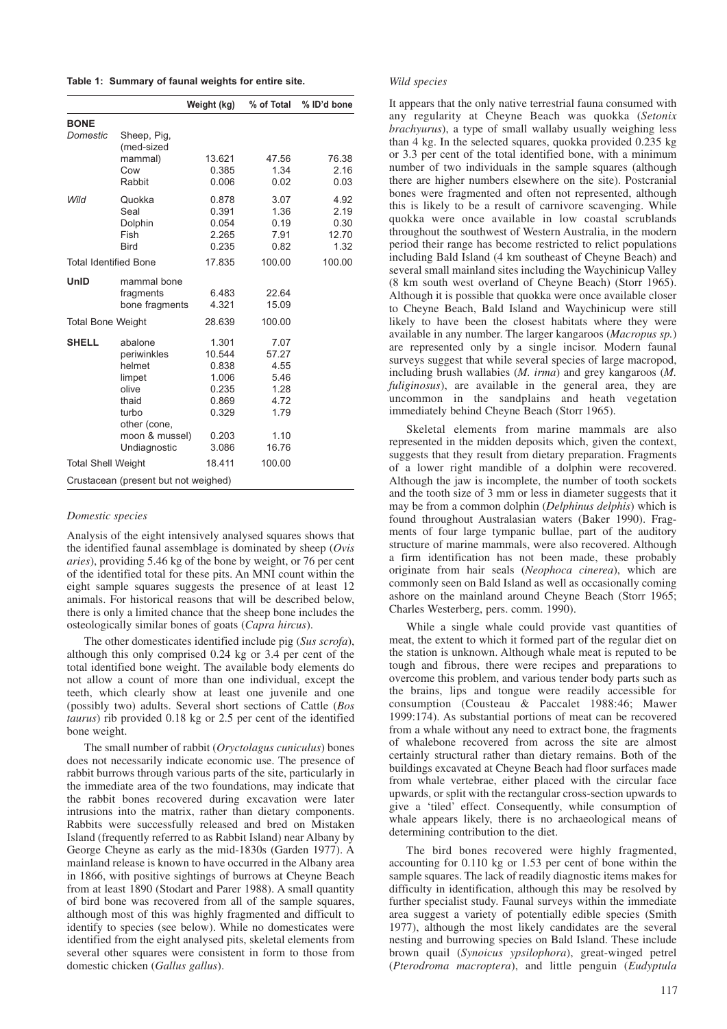**Table 1: Summary of faunal weights for entire site.**

| | | Weight (kg) | % of Total | % ID'd bone |
|---|---|---|---|---|
| **BONE** | | | | |
| *Domestic* | Sheep, Pig, (med-sized mammal) | 13.621 | 47.56 | 76.38 |
| | Cow | 0.385 | 1.34 | 2.16 |
| | Rabbit | 0.006 | 0.02 | 0.03 |
| *Wild* | Quokka | 0.878 | 3.07 | 4.92 |
| | Seal | 0.391 | 1.36 | 2.19 |
| | Dolphin | 0.054 | 0.19 | 0.30 |
| | Fish | 2.265 | 7.91 | 12.70 |
| | Bird | 0.235 | 0.82 | 1.32 |
| Total Identified Bone | | 17.835 | 100.00 | 100.00 |
| **UnID** | mammal bone fragments | 6.483 | 22.64 | |
| | bone fragments | 4.321 | 15.09 | |
| Total Bone Weight | | 28.639 | 100.00 | |
| **SHELL** | abalone | 1.301 | 7.07 | |
| | periwinkles | 10.544 | 57.27 | |
| | helmet | 0.838 | 4.55 | |
| | limpet | 1.006 | 5.46 | |
| | olive | 0.235 | 1.28 | |
| | thaid | 0.869 | 4.72 | |
| | turbo | 0.329 | 1.79 | |
| | other (cone, moon & mussel) | 0.203 | 1.10 | |
| | Undiagnostic | 3.086 | 16.76 | |
| Total Shell Weight | | 18.411 | 100.00 | |
| Crustacean (present but not weighed) | | | | |

*Domestic species*

Analysis of the eight intensively analysed squares shows that the identified faunal assemblage is dominated by sheep (*Ovis aries*), providing 5.46 kg of the bone by weight, or 76 per cent of the identified total for these pits. An MNI count within the eight sample squares suggests the presence of at least 12 animals. For historical reasons that will be described below, there is only a limited chance that the sheep bone includes the osteologically similar bones of goats (*Capra hircus*).

The other domesticates identified include pig (*Sus scrofa*), although this only comprised 0.24 kg or 3.4 per cent of the total identified bone weight. The available body elements do not allow a count of more than one individual, except the teeth, which clearly show at least one juvenile and one (possibly two) adults. Several short sections of Cattle (*Bos taurus*) rib provided 0.18 kg or 2.5 per cent of the identified bone weight.

The small number of rabbit (*Oryctolagus cuniculus*) bones does not necessarily indicate economic use. The presence of rabbit burrows through various parts of the site, particularly in the immediate area of the two foundations, may indicate that the rabbit bones recovered during excavation were later intrusions into the matrix, rather than dietary components. Rabbits were successfully released and bred on Mistaken Island (frequently referred to as Rabbit Island) near Albany by George Cheyne as early as the mid-1830s (Garden 1977). A mainland release is known to have occurred in the Albany area in 1866, with positive sightings of burrows at Cheyne Beach from at least 1890 (Stodart and Parer 1988). A small quantity of bird bone was recovered from all of the sample squares, although most of this was highly fragmented and difficult to identify to species (see below). While no domesticates were identified from the eight analysed pits, skeletal elements from several other squares were consistent in form to those from domestic chicken (*Gallus gallus*).

*Wild species*

It appears that the only native terrestrial fauna consumed with any regularity at Cheyne Beach was quokka (*Setonix brachyurus*), a type of small wallaby usually weighing less than 4 kg. In the selected squares, quokka provided 0.235 kg or 3.3 per cent of the total identified bone, with a minimum number of two individuals in the sample squares (although there are higher numbers elsewhere on the site). Postcranial bones were fragmented and often not represented, although this is likely to be a result of carnivore scavenging. While quokka were once available in low coastal scrublands throughout the southwest of Western Australia, in the modern period their range has become restricted to relict populations including Bald Island (4 km southeast of Cheyne Beach) and several small mainland sites including the Waychinicup Valley (8 km south west overland of Cheyne Beach) (Storr 1965). Although it is possible that quokka were once available closer to Cheyne Beach, Bald Island and Waychinicup were still likely to have been the closest habitats where they were available in any number. The larger kangaroos (*Macropus sp.*) are represented only by a single incisor. Modern faunal surveys suggest that while several species of large macropod, including brush wallabies (*M. irma*) and grey kangaroos (*M. fuliginosus*), are available in the general area, they are uncommon in the sandplains and heath vegetation immediately behind Cheyne Beach (Storr 1965).

Skeletal elements from marine mammals are also represented in the midden deposits which, given the context, suggests that they result from dietary preparation. Fragments of a lower right mandible of a dolphin were recovered. Although the jaw is incomplete, the number of tooth sockets and the tooth size of 3 mm or less in diameter suggests that it may be from a common dolphin (*Delphinus delphis*) which is found throughout Australasian waters (Baker 1990). Fragments of four large tympanic bullae, part of the auditory structure of marine mammals, were also recovered. Although a firm identification has not been made, these probably originate from hair seals (*Neophoca cinerea*), which are commonly seen on Bald Island as well as occasionally coming ashore on the mainland around Cheyne Beach (Storr 1965; Charles Westerberg, pers. comm. 1990).

While a single whale could provide vast quantities of meat, the extent to which it formed part of the regular diet on the station is unknown. Although whale meat is reputed to be tough and fibrous, there were recipes and preparations to overcome this problem, and various tender body parts such as the brains, lips and tongue were readily accessible for consumption (Cousteau & Paccalet 1988:46; Mawer 1999:174). As substantial portions of meat can be recovered from a whale without any need to extract bone, the fragments of whalebone recovered from across the site are almost certainly structural rather than dietary remains. Both of the buildings excavated at Cheyne Beach had floor surfaces made from whale vertebrae, either placed with the circular face upwards, or split with the rectangular cross-section upwards to give a 'tiled' effect. Consequently, while consumption of whale appears likely, there is no archaeological means of determining contribution to the diet.

The bird bones recovered were highly fragmented, accounting for 0.110 kg or 1.53 per cent of bone within the sample squares. The lack of readily diagnostic items makes for difficulty in identification, although this may be resolved by further specialist study. Faunal surveys within the immediate area suggest a variety of potentially edible species (Smith 1977), although the most likely candidates are the several nesting and burrowing species on Bald Island. These include brown quail (*Synoicus ypsilophora*), great-winged petrel (*Pterodroma macroptera*), and little penguin (*Eudyptula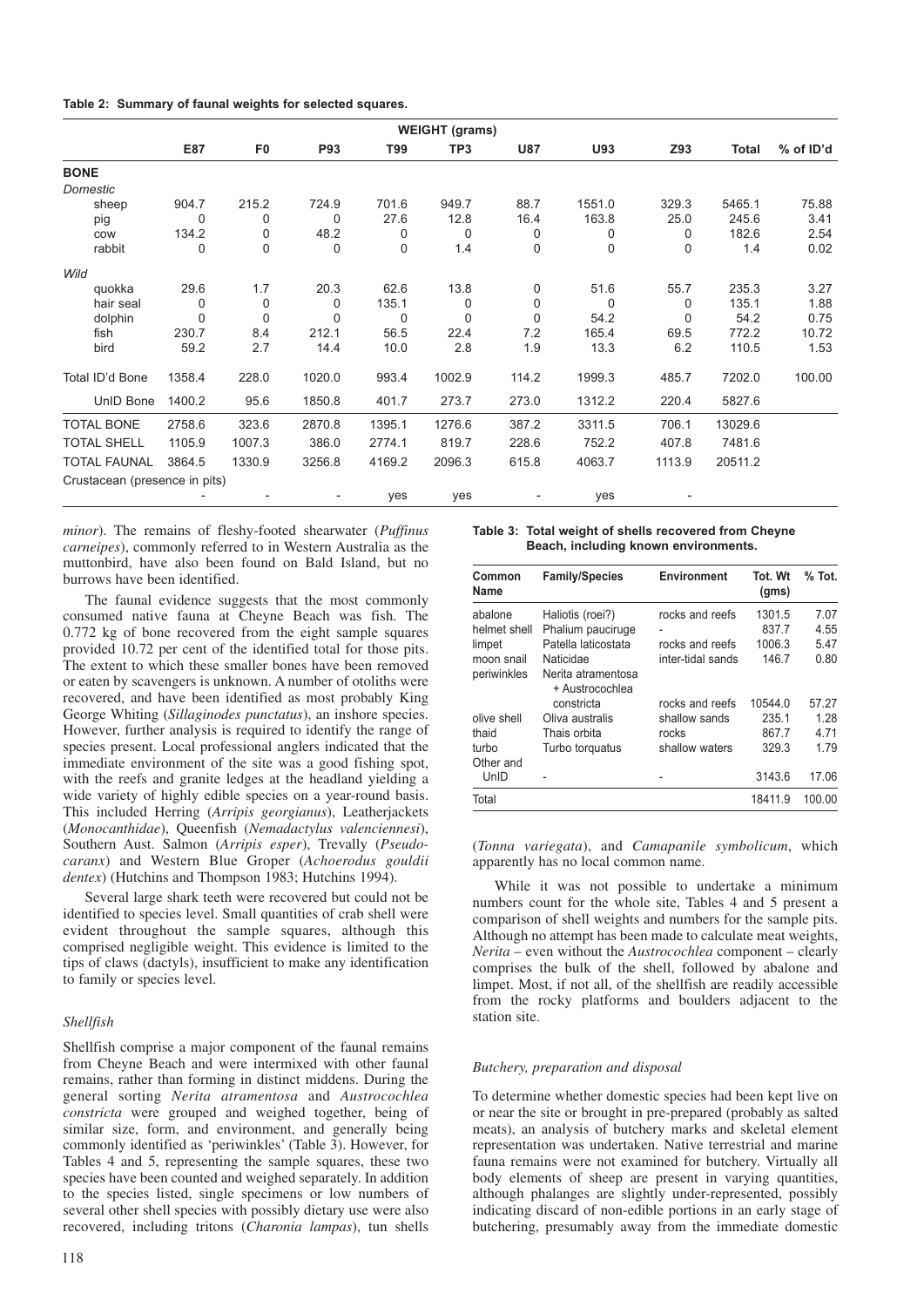**Table 2: Summary of faunal weights for selected squares.**

| | WEIGHT (grams) | | | | | | | | | |
|---|---|---|---|---|---|---|---|---|---|---|
| | E87 | F0 | P93 | T99 | TP3 | U87 | U93 | Z93 | Total | % of ID'd |
| **BONE** | | | | | | | | | | |
| *Domestic* | | | | | | | | | | |
| sheep | 904.7 | 215.2 | 724.9 | 701.6 | 949.7 | 88.7 | 1551.0 | 329.3 | 5465.1 | 75.88 |
| pig | 0 | 0 | 0 | 27.6 | 12.8 | 16.4 | 163.8 | 25.0 | 245.6 | 3.41 |
| cow | 134.2 | 0 | 48.2 | 0 | 0 | 0 | 0 | 0 | 182.6 | 2.54 |
| rabbit | 0 | 0 | 0 | 0 | 1.4 | 0 | 0 | 0 | 1.4 | 0.02 |
| *Wild* | | | | | | | | | | |
| quokka | 29.6 | 1.7 | 20.3 | 62.6 | 13.8 | 0 | 51.6 | 55.7 | 235.3 | 3.27 |
| hair seal | 0 | 0 | 0 | 135.1 | 0 | 0 | 0 | 0 | 135.1 | 1.88 |
| dolphin | 0 | 0 | 0 | 0 | 0 | 0 | 54.2 | 0 | 54.2 | 0.75 |
| fish | 230.7 | 8.4 | 212.1 | 56.5 | 22.4 | 7.2 | 165.4 | 69.5 | 772.2 | 10.72 |
| bird | 59.2 | 2.7 | 14.4 | 10.0 | 2.8 | 1.9 | 13.3 | 6.2 | 110.5 | 1.53 |
| Total ID'd Bone | 1358.4 | 228.0 | 1020.0 | 993.4 | 1002.9 | 114.2 | 1999.3 | 485.7 | 7202.0 | 100.00 |
| UnID Bone | 1400.2 | 95.6 | 1850.8 | 401.7 | 273.7 | 273.0 | 1312.2 | 220.4 | 5827.6 | |
| TOTAL BONE | 2758.6 | 323.6 | 2870.8 | 1395.1 | 1276.6 | 387.2 | 3311.5 | 706.1 | 13029.6 | |
| TOTAL SHELL | 1105.9 | 1007.3 | 386.0 | 2774.1 | 819.7 | 228.6 | 752.2 | 407.8 | 7481.6 | |
| TOTAL FAUNAL | 3864.5 | 1330.9 | 3256.8 | 4169.2 | 2096.3 | 615.8 | 4063.7 | 1113.9 | 20511.2 | |
| Crustacean (presence in pits) | - | - | - | yes | yes | - | yes | - | | |

*minor*). The remains of fleshy-footed shearwater (*Puffinus carneipes*), commonly referred to in Western Australia as the muttonbird, have also been found on Bald Island, but no burrows have been identified.

The faunal evidence suggests that the most commonly consumed native fauna at Cheyne Beach was fish. The 0.772 kg of bone recovered from the eight sample squares provided 10.72 per cent of the identified total for those pits. The extent to which these smaller bones have been removed or eaten by scavengers is unknown. A number of otoliths were recovered, and have been identified as most probably King George Whiting (*Sillaginodes punctatus*), an inshore species. However, further analysis is required to identify the range of species present. Local professional anglers indicated that the immediate environment of the site was a good fishing spot, with the reefs and granite ledges at the headland yielding a wide variety of highly edible species on a year-round basis. This included Herring (*Arripis georgianus*), Leatherjackets (*Monocanthidae*), Queenfish (*Nemadactylus valenciennesi*), Southern Aust. Salmon (*Arripis esper*), Trevally (*Pseudocaranx*) and Western Blue Groper (*Achoerodus gouldii dentex*) (Hutchins and Thompson 1983; Hutchins 1994).

Several large shark teeth were recovered but could not be identified to species level. Small quantities of crab shell were evident throughout the sample squares, although this comprised negligible weight. This evidence is limited to the tips of claws (dactyls), insufficient to make any identification to family or species level.

### *Shellfish*

Shellfish comprise a major component of the faunal remains from Cheyne Beach and were intermixed with other faunal remains, rather than forming in distinct middens. During the general sorting *Nerita atramentosa* and *Austrocochlea constricta* were grouped and weighed together, being of similar size, form, and environment, and generally being commonly identified as 'periwinkles' (Table 3). However, for Tables 4 and 5, representing the sample squares, these two species have been counted and weighed separately. In addition to the species listed, single specimens or low numbers of several other shell species with possibly dietary use were also recovered, including tritons (*Charonia lampas*), tun shells (*Tonna variegata*), and *Camapanile symbolicum*, which apparently has no local common name.

**Table 3: Total weight of shells recovered from Cheyne Beach, including known environments.**

| Common Name | Family/Species | Environment | Tot. Wt (gms) | % Tot. |
|---|---|---|---|---|
| abalone | Haliotis (roei?) | rocks and reefs | 1301.5 | 7.07 |
| helmet shell | Phalium pauciruge | - | 837.7 | 4.55 |
| limpet | Patella laticostata | rocks and reefs | 1006.3 | 5.47 |
| moon snail | Naticidae | inter-tidal sands | 146.7 | 0.80 |
| periwinkles | Nerita atramentosa + Austrocochlea constricta | rocks and reefs | 10544.0 | 57.27 |
| olive shell | Oliva australis | shallow sands | 235.1 | 1.28 |
| thaid | Thais orbita | rocks | 867.7 | 4.71 |
| turbo | Turbo torquatus | shallow waters | 329.3 | 1.79 |
| Other and UnID | - | - | 3143.6 | 17.06 |
| Total | | | 18411.9 | 100.00 |

While it was not possible to undertake a minimum numbers count for the whole site, Tables 4 and 5 present a comparison of shell weights and numbers for the sample pits. Although no attempt has been made to calculate meat weights, *Nerita* – even without the *Austrocochlea* component – clearly comprises the bulk of the shell, followed by abalone and limpet. Most, if not all, of the shellfish are readily accessible from the rocky platforms and boulders adjacent to the station site.

### *Butchery, preparation and disposal*

To determine whether domestic species had been kept live on or near the site or brought in pre-prepared (probably as salted meats), an analysis of butchery marks and skeletal element representation was undertaken. Native terrestrial and marine fauna remains were not examined for butchery. Virtually all body elements of sheep are present in varying quantities, although phalanges are slightly under-represented, possibly indicating discard of non-edible portions in an early stage of butchering, presumably away from the immediate domestic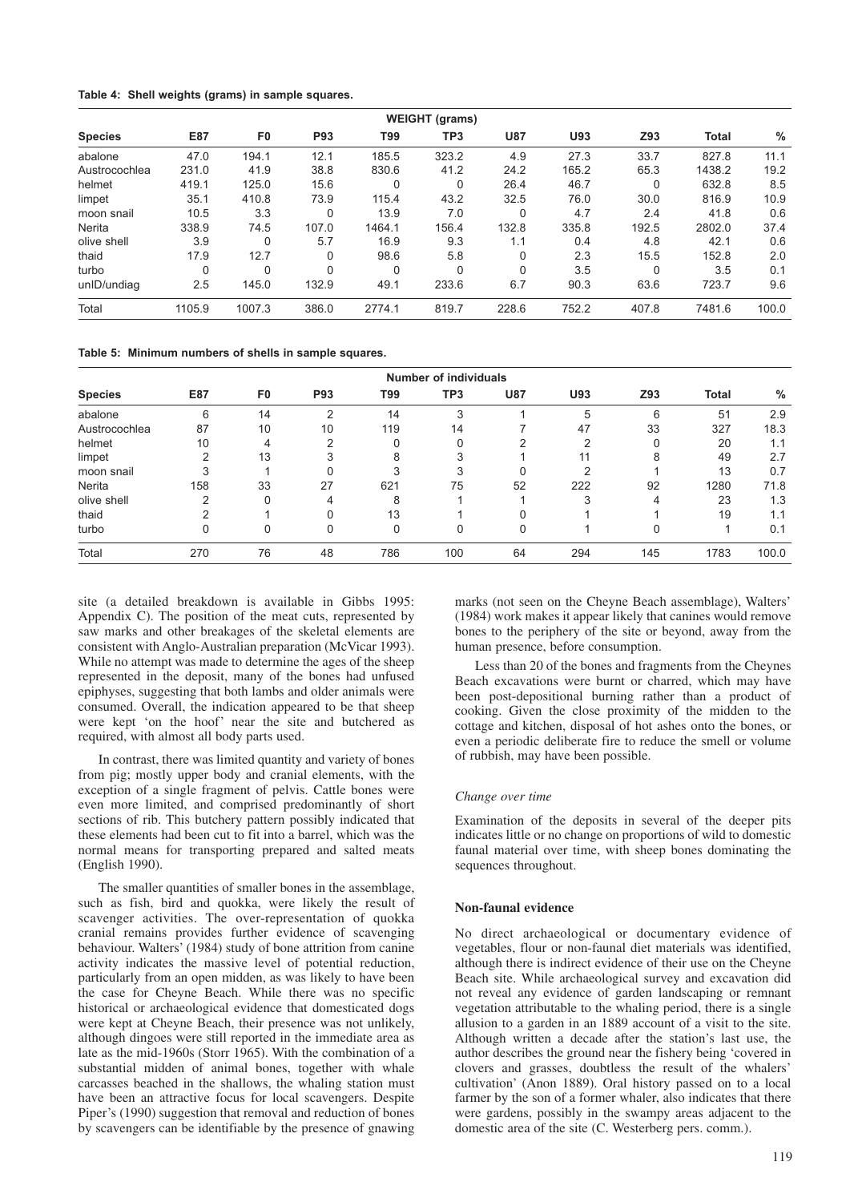**Table 4: Shell weights (grams) in sample squares.**

| | WEIGHT (grams) | | | | | | | | | |
|---|---|---|---|---|---|---|---|---|---|---|
| **Species** | **E87** | **F0** | **P93** | **T99** | **TP3** | **U87** | **U93** | **Z93** | **Total** | **%** |
| abalone | 47.0 | 194.1 | 12.1 | 185.5 | 323.2 | 4.9 | 27.3 | 33.7 | 827.8 | 11.1 |
| Austrocochlea | 231.0 | 41.9 | 38.8 | 830.6 | 41.2 | 24.2 | 165.2 | 65.3 | 1438.2 | 19.2 |
| helmet | 419.1 | 125.0 | 15.6 | 0 | 0 | 26.4 | 46.7 | 0 | 632.8 | 8.5 |
| limpet | 35.1 | 410.8 | 73.9 | 115.4 | 43.2 | 32.5 | 76.0 | 30.0 | 816.9 | 10.9 |
| moon snail | 10.5 | 3.3 | 0 | 13.9 | 7.0 | 0 | 4.7 | 2.4 | 41.8 | 0.6 |
| Nerita | 338.9 | 74.5 | 107.0 | 1464.1 | 156.4 | 132.8 | 335.8 | 192.5 | 2802.0 | 37.4 |
| olive shell | 3.9 | 0 | 5.7 | 16.9 | 9.3 | 1.1 | 0.4 | 4.8 | 42.1 | 0.6 |
| thaid | 17.9 | 12.7 | 0 | 98.6 | 5.8 | 0 | 2.3 | 15.5 | 152.8 | 2.0 |
| turbo | 0 | 0 | 0 | 0 | 0 | 0 | 3.5 | 0 | 3.5 | 0.1 |
| unID/undiag | 2.5 | 145.0 | 132.9 | 49.1 | 233.6 | 6.7 | 90.3 | 63.6 | 723.7 | 9.6 |
| Total | 1105.9 | 1007.3 | 386.0 | 2774.1 | 819.7 | 228.6 | 752.2 | 407.8 | 7481.6 | 100.0 |

**Table 5: Minimum numbers of shells in sample squares.**

| | Number of individuals | | | | | | | | | |
|---|---|---|---|---|---|---|---|---|---|---|
| **Species** | **E87** | **F0** | **P93** | **T99** | **TP3** | **U87** | **U93** | **Z93** | **Total** | **%** |
| abalone | 6 | 14 | 2 | 14 | 3 | 1 | 5 | 6 | 51 | 2.9 |
| Austrocochlea | 87 | 10 | 10 | 119 | 14 | 7 | 47 | 33 | 327 | 18.3 |
| helmet | 10 | 4 | 2 | 0 | 0 | 2 | 2 | 0 | 20 | 1.1 |
| limpet | 2 | 13 | 3 | 8 | 3 | 1 | 11 | 8 | 49 | 2.7 |
| moon snail | 3 | 1 | 0 | 3 | 3 | 0 | 2 | 1 | 13 | 0.7 |
| Nerita | 158 | 33 | 27 | 621 | 75 | 52 | 222 | 92 | 1280 | 71.8 |
| olive shell | 2 | 0 | 4 | 8 | 1 | 1 | 3 | 4 | 23 | 1.3 |
| thaid | 2 | 1 | 0 | 13 | 1 | 0 | 1 | 1 | 19 | 1.1 |
| turbo | 0 | 0 | 0 | 0 | 0 | 0 | 1 | 0 | 1 | 0.1 |
| Total | 270 | 76 | 48 | 786 | 100 | 64 | 294 | 145 | 1783 | 100.0 |

site (a detailed breakdown is available in Gibbs 1995: Appendix C). The position of the meat cuts, represented by saw marks and other breakages of the skeletal elements are consistent with Anglo-Australian preparation (McVicar 1993). While no attempt was made to determine the ages of the sheep represented in the deposit, many of the bones had unfused epiphyses, suggesting that both lambs and older animals were consumed. Overall, the indication appeared to be that sheep were kept 'on the hoof' near the site and butchered as required, with almost all body parts used.

In contrast, there was limited quantity and variety of bones from pig; mostly upper body and cranial elements, with the exception of a single fragment of pelvis. Cattle bones were even more limited, and comprised predominantly of short sections of rib. This butchery pattern possibly indicated that these elements had been cut to fit into a barrel, which was the normal means for transporting prepared and salted meats (English 1990).

The smaller quantities of smaller bones in the assemblage, such as fish, bird and quokka, were likely the result of scavenger activities. The over-representation of quokka cranial remains provides further evidence of scavenging behaviour. Walters' (1984) study of bone attrition from canine activity indicates the massive level of potential reduction, particularly from an open midden, as was likely to have been the case for Cheyne Beach. While there was no specific historical or archaeological evidence that domesticated dogs were kept at Cheyne Beach, their presence was not unlikely, although dingoes were still reported in the immediate area as late as the mid-1960s (Storr 1965). With the combination of a substantial midden of animal bones, together with whale carcasses beached in the shallows, the whaling station must have been an attractive focus for local scavengers. Despite Piper's (1990) suggestion that removal and reduction of bones by scavengers can be identifiable by the presence of gnawing marks (not seen on the Cheyne Beach assemblage), Walters' (1984) work makes it appear likely that canines would remove bones to the periphery of the site or beyond, away from the human presence, before consumption.

Less than 20 of the bones and fragments from the Cheynes Beach excavations were burnt or charred, which may have been post-depositional burning rather than a product of cooking. Given the close proximity of the midden to the cottage and kitchen, disposal of hot ashes onto the bones, or even a periodic deliberate fire to reduce the smell or volume of rubbish, may have been possible.

*Change over time*

Examination of the deposits in several of the deeper pits indicates little or no change on proportions of wild to domestic faunal material over time, with sheep bones dominating the sequences throughout.

**Non-faunal evidence**

No direct archaeological or documentary evidence of vegetables, flour or non-faunal diet materials was identified, although there is indirect evidence of their use on the Cheyne Beach site. While archaeological survey and excavation did not reveal any evidence of garden landscaping or remnant vegetation attributable to the whaling period, there is a single allusion to a garden in an 1889 account of a visit to the site. Although written a decade after the station's last use, the author describes the ground near the fishery being 'covered in clovers and grasses, doubtless the result of the whalers' cultivation' (Anon 1889). Oral history passed on to a local farmer by the son of a former whaler, also indicates that there were gardens, possibly in the swampy areas adjacent to the domestic area of the site (C. Westerberg pers. comm.).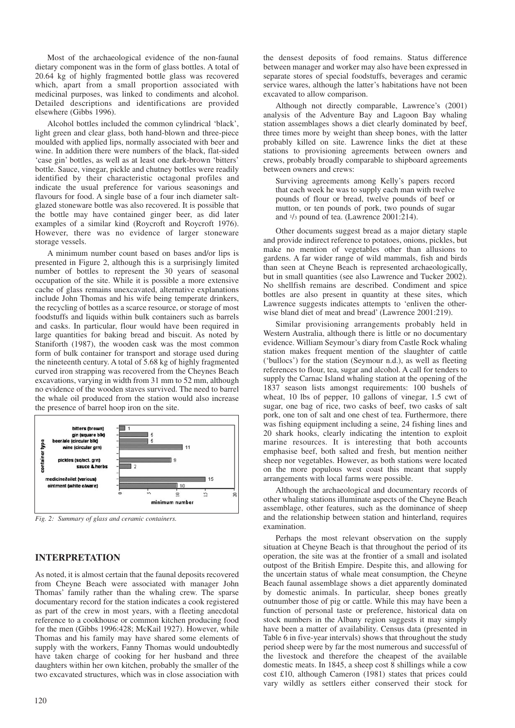Most of the archaeological evidence of the non-faunal dietary component was in the form of glass bottles. A total of 20.64 kg of highly fragmented bottle glass was recovered which, apart from a small proportion associated with medicinal purposes, was linked to condiments and alcohol. Detailed descriptions and identifications are provided elsewhere (Gibbs 1996).

Alcohol bottles included the common cylindrical 'black', light green and clear glass, both hand-blown and three-piece moulded with applied lips, normally associated with beer and wine. In addition there were numbers of the black, flat-sided 'case gin' bottles, as well as at least one dark-brown 'bitters' bottle. Sauce, vinegar, pickle and chutney bottles were readily identified by their characteristic octagonal profiles and indicate the usual preference for various seasonings and flavours for food. A single base of a four inch diameter salt-glazed stoneware bottle was also recovered. It is possible that the bottle may have contained ginger beer, as did later examples of a similar kind (Roycroft and Roycroft 1976). However, there was no evidence of larger stoneware storage vessels.

A minimum number count based on bases and/or lips is presented in Figure 2, although this is a surprisingly limited number of bottles to represent the 30 years of seasonal occupation of the site. While it is possible a more extensive cache of glass remains unexcavated, alternative explanations include John Thomas and his wife being temperate drinkers, the recycling of bottles as a scarce resource, or storage of most foodstuffs and liquids within bulk containers such as barrels and casks. In particular, flour would have been required in large quantities for baking bread and biscuit. As noted by Staniforth (1987), the wooden cask was the most common form of bulk container for transport and storage used during the nineteenth century. A total of 5.68 kg of highly fragmented curved iron strapping was recovered from the Cheynes Beach excavations, varying in width from 31 mm to 52 mm, although no evidence of the wooden staves survived. The need to barrel the whale oil produced from the station would also increase the presence of barrel hoop iron on the site.

*Fig. 2: Summary of glass and ceramic containers.*

## INTERPRETATION

As noted, it is almost certain that the faunal deposits recovered from Cheyne Beach were associated with manager John Thomas' family rather than the whaling crew. The sparse documentary record for the station indicates a cook registered as part of the crew in most years, with a fleeting anecdotal reference to a cookhouse or common kitchen producing food for the men (Gibbs 1996:428; McKail 1927). However, while Thomas and his family may have shared some elements of supply with the workers, Fanny Thomas would undoubtedly have taken charge of cooking for her husband and three daughters within her own kitchen, probably the smaller of the two excavated structures, which was in close association with the densest deposits of food remains. Status difference between manager and worker may also have been expressed in separate stores of special foodstuffs, beverages and ceramic service wares, although the latter's habitations have not been excavated to allow comparison.

Although not directly comparable, Lawrence's (2001) analysis of the Adventure Bay and Lagoon Bay whaling station assemblages shows a diet clearly dominated by beef, three times more by weight than sheep bones, with the latter probably killed on site. Lawrence links the diet at these stations to provisioning agreements between owners and crews, probably broadly comparable to shipboard agreements between owners and crews:

> Surviving agreements among Kelly's papers record that each week he was to supply each man with twelve pounds of flour or bread, twelve pounds of beef or mutton, or ten pounds of pork, two pounds of sugar and 1/3 pound of tea. (Lawrence 2001:214).

Other documents suggest bread as a major dietary staple and provide indirect reference to potatoes, onions, pickles, but make no mention of vegetables other than allusions to gardens. A far wider range of wild mammals, fish and birds than seen at Cheyne Beach is represented archaeologically, but in small quantities (see also Lawrence and Tucker 2002). No shellfish remains are described. Condiment and spice bottles are also present in quantity at these sites, which Lawrence suggests indicates attempts to 'enliven the otherwise bland diet of meat and bread' (Lawrence 2001:219).

Similar provisioning arrangements probably held in Western Australia, although there is little or no documentary evidence. William Seymour's diary from Castle Rock whaling station makes frequent mention of the slaughter of cattle ('bullocs') for the station (Seymour n.d.), as well as fleeting references to flour, tea, sugar and alcohol. A call for tenders to supply the Carnac Island whaling station at the opening of the 1837 season lists amongst requirements: 100 bushels of wheat, 10 lbs of pepper, 10 gallons of vinegar, 1.5 cwt of sugar, one bag of rice, two casks of beef, two casks of salt pork, one ton of salt and one chest of tea. Furthermore, there was fishing equipment including a seine, 24 fishing lines and 20 shark hooks, clearly indicating the intention to exploit marine resources. It is interesting that both accounts emphasise beef, both salted and fresh, but mention neither sheep nor vegetables. However, as both stations were located on the more populous west coast this meant that supply arrangements with local farms were possible.

Although the archaeological and documentary records of other whaling stations illuminate aspects of the Cheyne Beach assemblage, other features, such as the dominance of sheep and the relationship between station and hinterland, requires examination.

Perhaps the most relevant observation on the supply situation at Cheyne Beach is that throughout the period of its operation, the site was at the frontier of a small and isolated outpost of the British Empire. Despite this, and allowing for the uncertain status of whale meat consumption, the Cheyne Beach faunal assemblage shows a diet apparently dominated by domestic animals. In particular, sheep bones greatly outnumber those of pig or cattle. While this may have been a function of personal taste or preference, historical data on stock numbers in the Albany region suggests it may simply have been a matter of availability. Census data (presented in Table 6 in five-year intervals) shows that throughout the study period sheep were by far the most numerous and successful of the livestock and therefore the cheapest of the available domestic meats. In 1845, a sheep cost 8 shillings while a cow cost £10, although Cameron (1981) states that prices could vary wildly as settlers either conserved their stock for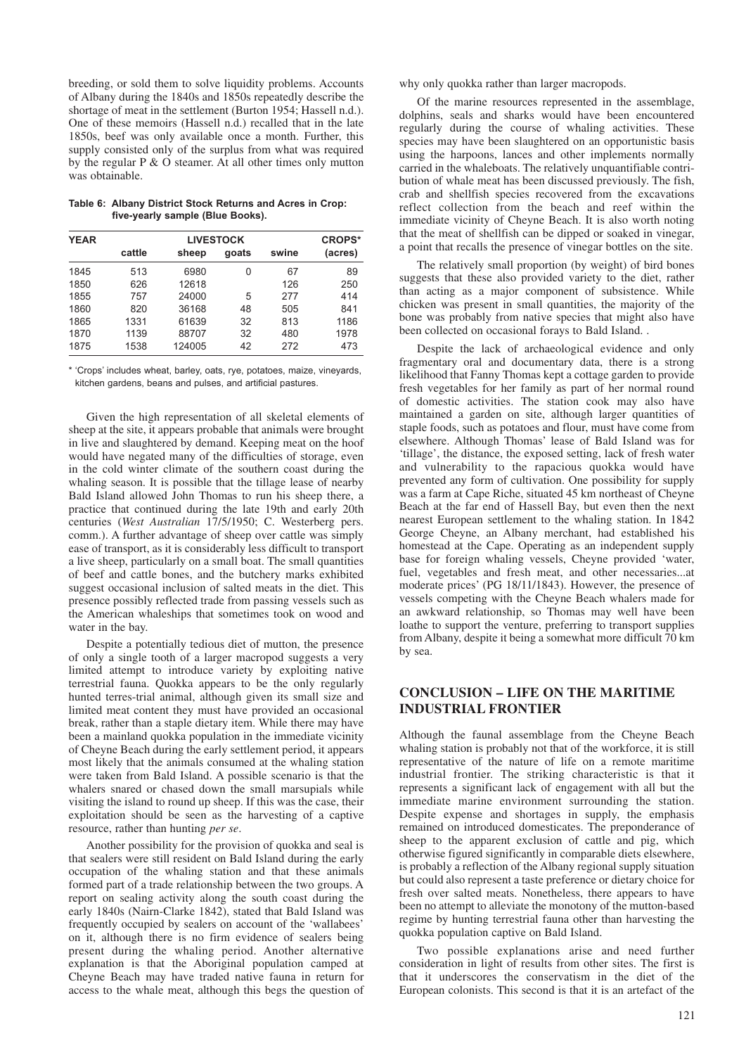breeding, or sold them to solve liquidity problems. Accounts of Albany during the 1840s and 1850s repeatedly describe the shortage of meat in the settlement (Burton 1954; Hassell n.d.). One of these memoirs (Hassell n.d.) recalled that in the late 1850s, beef was only available once a month. Further, this supply consisted only of the surplus from what was required by the regular P & O steamer. At all other times only mutton was obtainable.

**Table 6: Albany District Stock Returns and Acres in Crop: five-yearly sample (Blue Books).**

| YEAR | LIVESTOCK | | | | CROPS* |
|---|---|---|---|---|---|
| | cattle | sheep | goats | swine | (acres) |
| 1845 | 513 | 6980 | 0 | 67 | 89 |
| 1850 | 626 | 12618 | | 126 | 250 |
| 1855 | 757 | 24000 | 5 | 277 | 414 |
| 1860 | 820 | 36168 | 48 | 505 | 841 |
| 1865 | 1331 | 61639 | 32 | 813 | 1186 |
| 1870 | 1139 | 88707 | 32 | 480 | 1978 |
| 1875 | 1538 | 124005 | 42 | 272 | 473 |

* 'Crops' includes wheat, barley, oats, rye, potatoes, maize, vineyards, kitchen gardens, beans and pulses, and artificial pastures.

Given the high representation of all skeletal elements of sheep at the site, it appears probable that animals were brought in live and slaughtered by demand. Keeping meat on the hoof would have negated many of the difficulties of storage, even in the cold winter climate of the southern coast during the whaling season. It is possible that the tillage lease of nearby Bald Island allowed John Thomas to run his sheep there, a practice that continued during the late 19th and early 20th centuries (*West Australian* 17/5/1950; C. Westerberg pers. comm.). A further advantage of sheep over cattle was simply ease of transport, as it is considerably less difficult to transport a live sheep, particularly on a small boat. The small quantities of beef and cattle bones, and the butchery marks exhibited suggest occasional inclusion of salted meats in the diet. This presence possibly reflected trade from passing vessels such as the American whaleships that sometimes took on wood and water in the bay.

Despite a potentially tedious diet of mutton, the presence of only a single tooth of a larger macropod suggests a very limited attempt to introduce variety by exploiting native terrestrial fauna. Quokka appears to be the only regularly hunted terres-trial animal, although given its small size and limited meat content they must have provided an occasional break, rather than a staple dietary item. While there may have been a mainland quokka population in the immediate vicinity of Cheyne Beach during the early settlement period, it appears most likely that the animals consumed at the whaling station were taken from Bald Island. A possible scenario is that the whalers snared or chased down the small marsupials while visiting the island to round up sheep. If this was the case, their exploitation should be seen as the harvesting of a captive resource, rather than hunting *per se*.

Another possibility for the provision of quokka and seal is that sealers were still resident on Bald Island during the early occupation of the whaling station and that these animals formed part of a trade relationship between the two groups. A report on sealing activity along the south coast during the early 1840s (Nairn-Clarke 1842), stated that Bald Island was frequently occupied by sealers on account of the 'wallabees' on it, although there is no firm evidence of sealers being present during the whaling period. Another alternative explanation is that the Aboriginal population camped at Cheyne Beach may have traded native fauna in return for access to the whale meat, although this begs the question of why only quokka rather than larger macropods.

Of the marine resources represented in the assemblage, dolphins, seals and sharks would have been encountered regularly during the course of whaling activities. These species may have been slaughtered on an opportunistic basis using the harpoons, lances and other implements normally carried in the whaleboats. The relatively unquantifiable contribution of whale meat has been discussed previously. The fish, crab and shellfish species recovered from the excavations reflect collection from the beach and reef within the immediate vicinity of Cheyne Beach. It is also worth noting that the meat of shellfish can be dipped or soaked in vinegar, a point that recalls the presence of vinegar bottles on the site.

The relatively small proportion (by weight) of bird bones suggests that these also provided variety to the diet, rather than acting as a major component of subsistence. While chicken was present in small quantities, the majority of the bone was probably from native species that might also have been collected on occasional forays to Bald Island. .

Despite the lack of archaeological evidence and only fragmentary oral and documentary data, there is a strong likelihood that Fanny Thomas kept a cottage garden to provide fresh vegetables for her family as part of her normal round of domestic activities. The station cook may also have maintained a garden on site, although larger quantities of staple foods, such as potatoes and flour, must have come from elsewhere. Although Thomas' lease of Bald Island was for 'tillage', the distance, the exposed setting, lack of fresh water and vulnerability to the rapacious quokka would have prevented any form of cultivation. One possibility for supply was a farm at Cape Riche, situated 45 km northeast of Cheyne Beach at the far end of Hassell Bay, but even then the next nearest European settlement to the whaling station. In 1842 George Cheyne, an Albany merchant, had established his homestead at the Cape. Operating as an independent supply base for foreign whaling vessels, Cheyne provided 'water, fuel, vegetables and fresh meat, and other necessaries...at moderate prices' (PG 18/11/1843). However, the presence of vessels competing with the Cheyne Beach whalers made for an awkward relationship, so Thomas may well have been loathe to support the venture, preferring to transport supplies from Albany, despite it being a somewhat more difficult 70 km by sea.

## CONCLUSION – LIFE ON THE MARITIME INDUSTRIAL FRONTIER

Although the faunal assemblage from the Cheyne Beach whaling station is probably not that of the workforce, it is still representative of the nature of life on a remote maritime industrial frontier. The striking characteristic is that it represents a significant lack of engagement with all but the immediate marine environment surrounding the station. Despite expense and shortages in supply, the emphasis remained on introduced domesticates. The preponderance of sheep to the apparent exclusion of cattle and pig, which otherwise figured significantly in comparable diets elsewhere, is probably a reflection of the Albany regional supply situation but could also represent a taste preference or dietary choice for fresh over salted meats. Nonetheless, there appears to have been no attempt to alleviate the monotony of the mutton-based regime by hunting terrestrial fauna other than harvesting the quokka population captive on Bald Island.

Two possible explanations arise and need further consideration in light of results from other sites. The first is that it underscores the conservatism in the diet of the European colonists. This second is that it is an artefact of the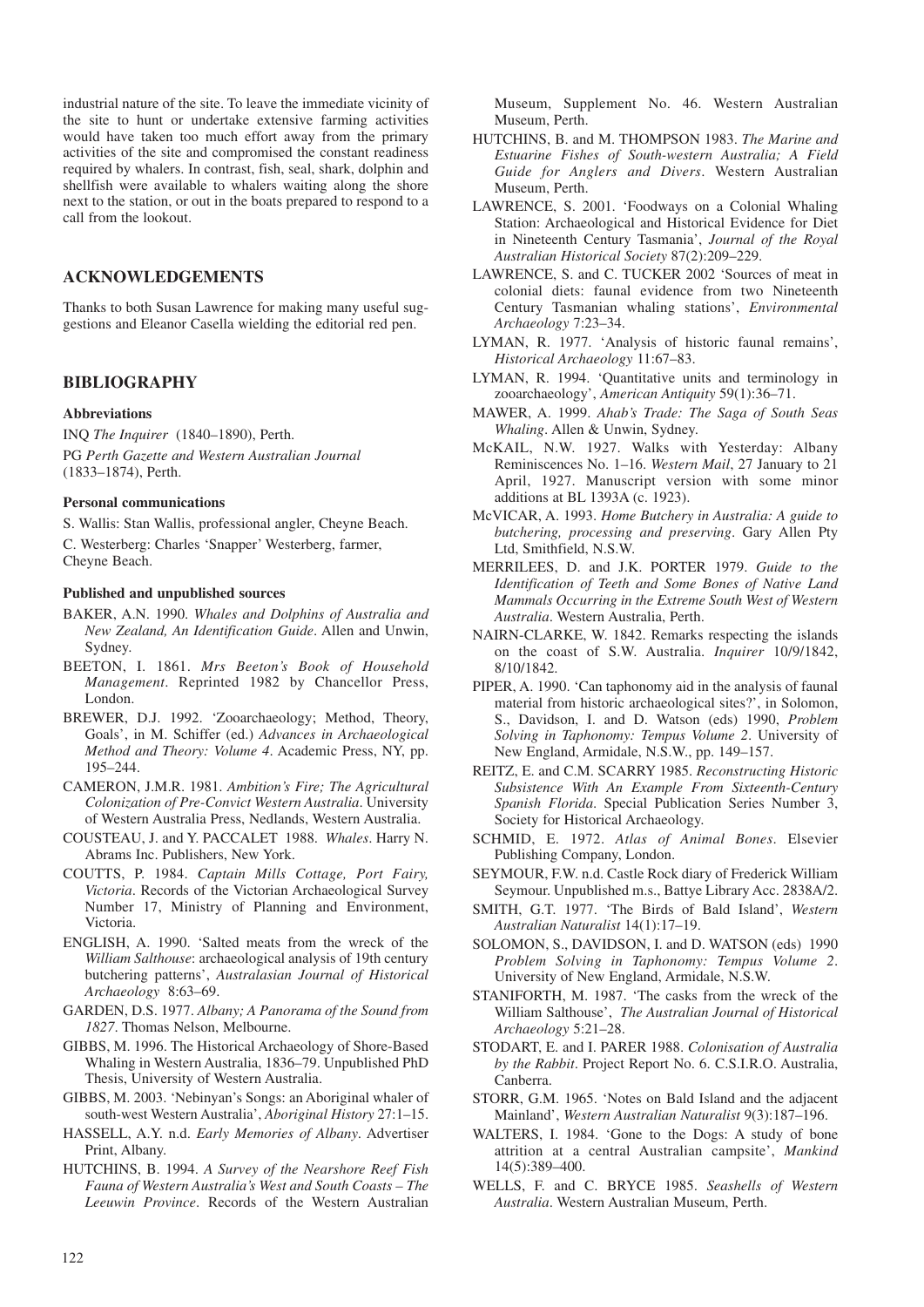industrial nature of the site. To leave the immediate vicinity of the site to hunt or undertake extensive farming activities would have taken too much effort away from the primary activities of the site and compromised the constant readiness required by whalers. In contrast, fish, seal, shark, dolphin and shellfish were available to whalers waiting along the shore next to the station, or out in the boats prepared to respond to a call from the lookout.

## ACKNOWLEDGEMENTS

Thanks to both Susan Lawrence for making many useful suggestions and Eleanor Casella wielding the editorial red pen.

## BIBLIOGRAPHY

### Abbreviations

INQ *The Inquirer* (1840–1890), Perth.

PG *Perth Gazette and Western Australian Journal* (1833–1874), Perth.

### Personal communications

S. Wallis: Stan Wallis, professional angler, Cheyne Beach.

C. Westerberg: Charles 'Snapper' Westerberg, farmer, Cheyne Beach.

### Published and unpublished sources

BAKER, A.N. 1990. *Whales and Dolphins of Australia and New Zealand, An Identification Guide*. Allen and Unwin, Sydney.

BEETON, I. 1861. *Mrs Beeton's Book of Household Management*. Reprinted 1982 by Chancellor Press, London.

BREWER, D.J. 1992. 'Zooarchaeology; Method, Theory, Goals', in M. Schiffer (ed.) *Advances in Archaeological Method and Theory: Volume 4*. Academic Press, NY, pp. 195–244.

CAMERON, J.M.R. 1981. *Ambition's Fire; The Agricultural Colonization of Pre-Convict Western Australia*. University of Western Australia Press, Nedlands, Western Australia.

COUSTEAU, J. and Y. PACCALET 1988. *Whales*. Harry N. Abrams Inc. Publishers, New York.

COUTTS, P. 1984. *Captain Mills Cottage, Port Fairy, Victoria*. Records of the Victorian Archaeological Survey Number 17, Ministry of Planning and Environment, Victoria.

ENGLISH, A. 1990. 'Salted meats from the wreck of the *William Salthouse*: archaeological analysis of 19th century butchering patterns', *Australasian Journal of Historical Archaeology* 8:63–69.

GARDEN, D.S. 1977. *Albany; A Panorama of the Sound from 1827*. Thomas Nelson, Melbourne.

GIBBS, M. 1996. The Historical Archaeology of Shore-Based Whaling in Western Australia, 1836–79. Unpublished PhD Thesis, University of Western Australia.

GIBBS, M. 2003. 'Nebinyan's Songs: an Aboriginal whaler of south-west Western Australia', *Aboriginal History* 27:1–15.

HASSELL, A.Y. n.d. *Early Memories of Albany*. Advertiser Print, Albany.

HUTCHINS, B. 1994. *A Survey of the Nearshore Reef Fish Fauna of Western Australia's West and South Coasts – The Leeuwin Province*. Records of the Western Australian Museum, Supplement No. 46. Western Australian Museum, Perth.

HUTCHINS, B. and M. THOMPSON 1983. *The Marine and Estuarine Fishes of South-western Australia; A Field Guide for Anglers and Divers*. Western Australian Museum, Perth.

LAWRENCE, S. 2001. 'Foodways on a Colonial Whaling Station: Archaeological and Historical Evidence for Diet in Nineteenth Century Tasmania', *Journal of the Royal Australian Historical Society* 87(2):209–229.

LAWRENCE, S. and C. TUCKER 2002 'Sources of meat in colonial diets: faunal evidence from two Nineteenth Century Tasmanian whaling stations', *Environmental Archaeology* 7:23–34.

LYMAN, R. 1977. 'Analysis of historic faunal remains', *Historical Archaeology* 11:67–83.

LYMAN, R. 1994. 'Quantitative units and terminology in zooarchaeology', *American Antiquity* 59(1):36–71.

MAWER, A. 1999. *Ahab's Trade: The Saga of South Seas Whaling*. Allen & Unwin, Sydney.

McKAIL, N.W. 1927. Walks with Yesterday: Albany Reminiscences No. 1–16. *Western Mail*, 27 January to 21 April, 1927. Manuscript version with some minor additions at BL 1393A (c. 1923).

McVICAR, A. 1993. *Home Butchery in Australia: A guide to butchering, processing and preserving*. Gary Allen Pty Ltd, Smithfield, N.S.W.

MERRILEES, D. and J.K. PORTER 1979. *Guide to the Identification of Teeth and Some Bones of Native Land Mammals Occurring in the Extreme South West of Western Australia*. Western Australia, Perth.

NAIRN-CLARKE, W. 1842. Remarks respecting the islands on the coast of S.W. Australia. *Inquirer* 10/9/1842, 8/10/1842.

PIPER, A. 1990. 'Can taphonomy aid in the analysis of faunal material from historic archaeological sites?', in Solomon, S., Davidson, I. and D. Watson (eds) 1990, *Problem Solving in Taphonomy: Tempus Volume 2*. University of New England, Armidale, N.S.W., pp. 149–157.

REITZ, E. and C.M. SCARRY 1985. *Reconstructing Historic Subsistence With An Example From Sixteenth-Century Spanish Florida*. Special Publication Series Number 3, Society for Historical Archaeology.

SCHMID, E. 1972. *Atlas of Animal Bones*. Elsevier Publishing Company, London.

SEYMOUR, F.W. n.d. Castle Rock diary of Frederick William Seymour. Unpublished m.s., Battye Library Acc. 2838A/2.

SMITH, G.T. 1977. 'The Birds of Bald Island', *Western Australian Naturalist* 14(1):17–19.

SOLOMON, S., DAVIDSON, I. and D. WATSON (eds) 1990 *Problem Solving in Taphonomy: Tempus Volume 2*. University of New England, Armidale, N.S.W.

STANIFORTH, M. 1987. 'The casks from the wreck of the William Salthouse', *The Australian Journal of Historical Archaeology* 5:21–28.

STODART, E. and I. PARER 1988. *Colonisation of Australia by the Rabbit*. Project Report No. 6. C.S.I.R.O. Australia, Canberra.

STORR, G.M. 1965. 'Notes on Bald Island and the adjacent Mainland', *Western Australian Naturalist* 9(3):187–196.

WALTERS, I. 1984. 'Gone to the Dogs: A study of bone attrition at a central Australian campsite', *Mankind* 14(5):389–400.

WELLS, F. and C. BRYCE 1985. *Seashells of Western Australia*. Western Australian Museum, Perth.